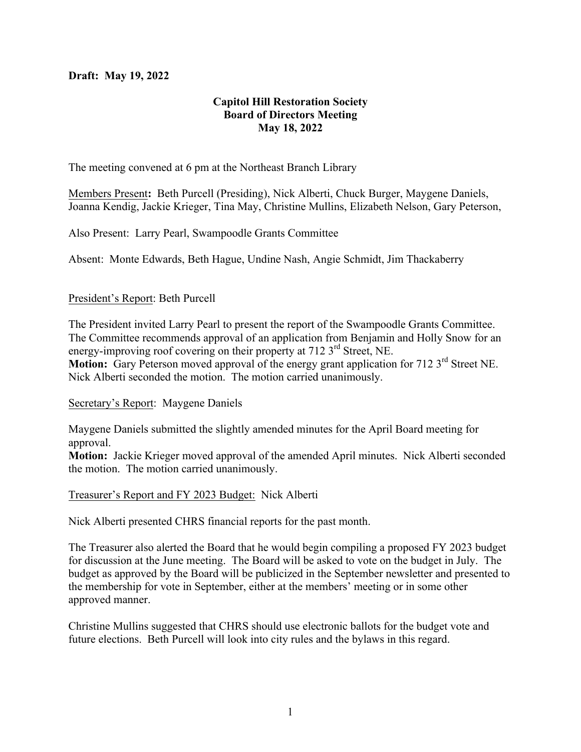**Draft: May 19, 2022**

**Capitol Hill Restoration Society**
**Board of Directors Meeting**
**May 18, 2022**

The meeting convened at 6 pm at the Northeast Branch Library

Members Present**:** Beth Purcell (Presiding), Nick Alberti, Chuck Burger, Maygene Daniels, Joanna Kendig, Jackie Krieger, Tina May, Christine Mullins, Elizabeth Nelson, Gary Peterson,

Also Present: Larry Pearl, Swampoodle Grants Committee

Absent: Monte Edwards, Beth Hague, Undine Nash, Angie Schmidt, Jim Thackaberry

President's Report: Beth Purcell

The President invited Larry Pearl to present the report of the Swampoodle Grants Committee. The Committee recommends approval of an application from Benjamin and Holly Snow for an energy-improving roof covering on their property at 712 3rd Street, NE.
**Motion:** Gary Peterson moved approval of the energy grant application for 712 3rd Street NE. Nick Alberti seconded the motion. The motion carried unanimously.

Secretary's Report: Maygene Daniels

Maygene Daniels submitted the slightly amended minutes for the April Board meeting for approval.
**Motion:** Jackie Krieger moved approval of the amended April minutes. Nick Alberti seconded the motion. The motion carried unanimously.

Treasurer's Report and FY 2023 Budget: Nick Alberti

Nick Alberti presented CHRS financial reports for the past month.

The Treasurer also alerted the Board that he would begin compiling a proposed FY 2023 budget for discussion at the June meeting. The Board will be asked to vote on the budget in July. The budget as approved by the Board will be publicized in the September newsletter and presented to the membership for vote in September, either at the members' meeting or in some other approved manner.

Christine Mullins suggested that CHRS should use electronic ballots for the budget vote and future elections. Beth Purcell will look into city rules and the bylaws in this regard.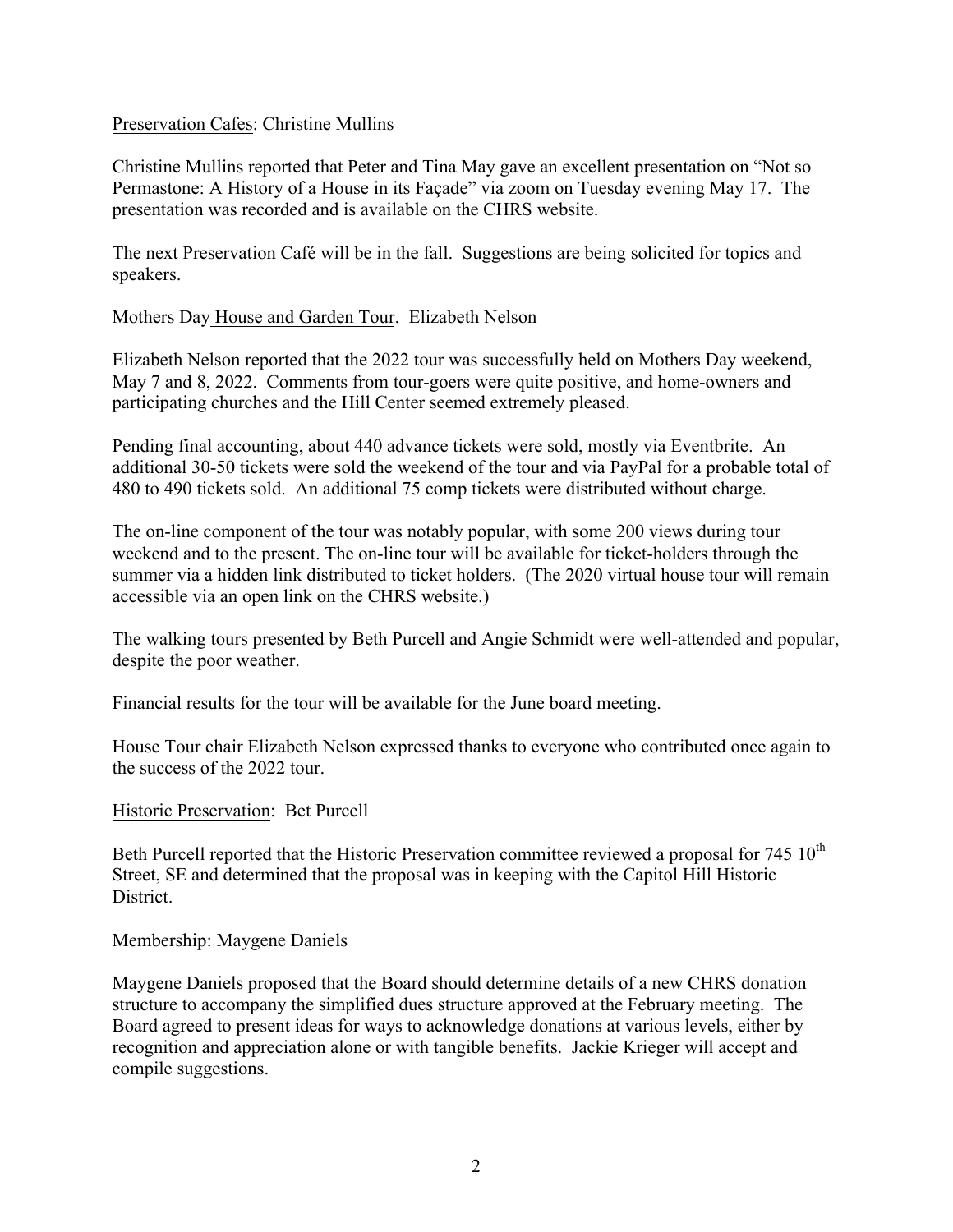Preservation Cafes: Christine Mullins

Christine Mullins reported that Peter and Tina May gave an excellent presentation on "Not so Permastone: A History of a House in its Façade" via zoom on Tuesday evening May 17. The presentation was recorded and is available on the CHRS website.

The next Preservation Café will be in the fall. Suggestions are being solicited for topics and speakers.

Mothers Day House and Garden Tour. Elizabeth Nelson

Elizabeth Nelson reported that the 2022 tour was successfully held on Mothers Day weekend, May 7 and 8, 2022. Comments from tour-goers were quite positive, and home-owners and participating churches and the Hill Center seemed extremely pleased.

Pending final accounting, about 440 advance tickets were sold, mostly via Eventbrite. An additional 30-50 tickets were sold the weekend of the tour and via PayPal for a probable total of 480 to 490 tickets sold. An additional 75 comp tickets were distributed without charge.

The on-line component of the tour was notably popular, with some 200 views during tour weekend and to the present. The on-line tour will be available for ticket-holders through the summer via a hidden link distributed to ticket holders. (The 2020 virtual house tour will remain accessible via an open link on the CHRS website.)

The walking tours presented by Beth Purcell and Angie Schmidt were well-attended and popular, despite the poor weather.

Financial results for the tour will be available for the June board meeting.

House Tour chair Elizabeth Nelson expressed thanks to everyone who contributed once again to the success of the 2022 tour.

Historic Preservation: Bet Purcell

Beth Purcell reported that the Historic Preservation committee reviewed a proposal for 745 10th Street, SE and determined that the proposal was in keeping with the Capitol Hill Historic District.

Membership: Maygene Daniels

Maygene Daniels proposed that the Board should determine details of a new CHRS donation structure to accompany the simplified dues structure approved at the February meeting. The Board agreed to present ideas for ways to acknowledge donations at various levels, either by recognition and appreciation alone or with tangible benefits. Jackie Krieger will accept and compile suggestions.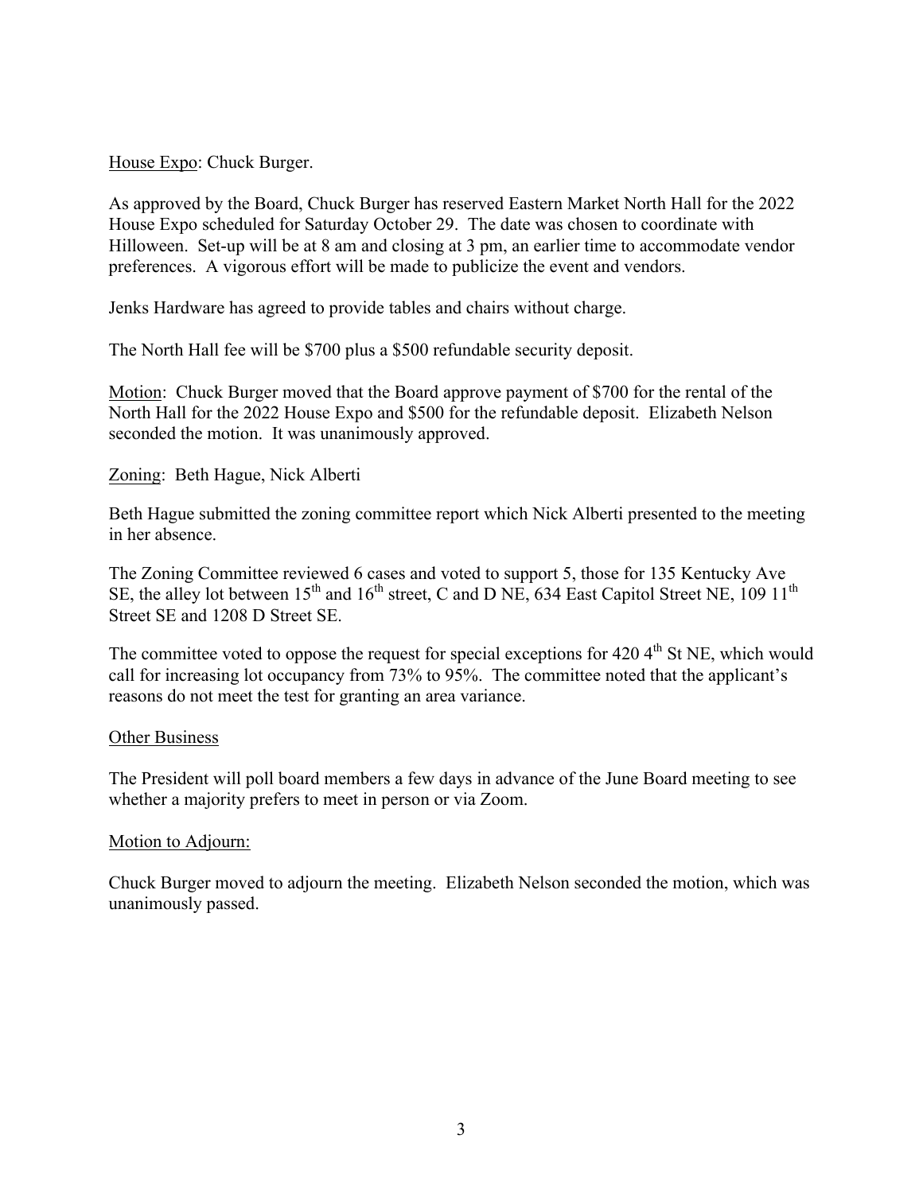House Expo: Chuck Burger.

As approved by the Board, Chuck Burger has reserved Eastern Market North Hall for the 2022 House Expo scheduled for Saturday October 29. The date was chosen to coordinate with Hilloween. Set-up will be at 8 am and closing at 3 pm, an earlier time to accommodate vendor preferences. A vigorous effort will be made to publicize the event and vendors.

Jenks Hardware has agreed to provide tables and chairs without charge.

The North Hall fee will be $700 plus a $500 refundable security deposit.

Motion: Chuck Burger moved that the Board approve payment of $700 for the rental of the North Hall for the 2022 House Expo and $500 for the refundable deposit. Elizabeth Nelson seconded the motion. It was unanimously approved.

Zoning: Beth Hague, Nick Alberti

Beth Hague submitted the zoning committee report which Nick Alberti presented to the meeting in her absence.

The Zoning Committee reviewed 6 cases and voted to support 5, those for 135 Kentucky Ave SE, the alley lot between 15th and 16th street, C and D NE, 634 East Capitol Street NE, 109 11th Street SE and 1208 D Street SE.

The committee voted to oppose the request for special exceptions for 420 4th St NE, which would call for increasing lot occupancy from 73% to 95%. The committee noted that the applicant's reasons do not meet the test for granting an area variance.

Other Business

The President will poll board members a few days in advance of the June Board meeting to see whether a majority prefers to meet in person or via Zoom.

Motion to Adjourn:

Chuck Burger moved to adjourn the meeting. Elizabeth Nelson seconded the motion, which was unanimously passed.